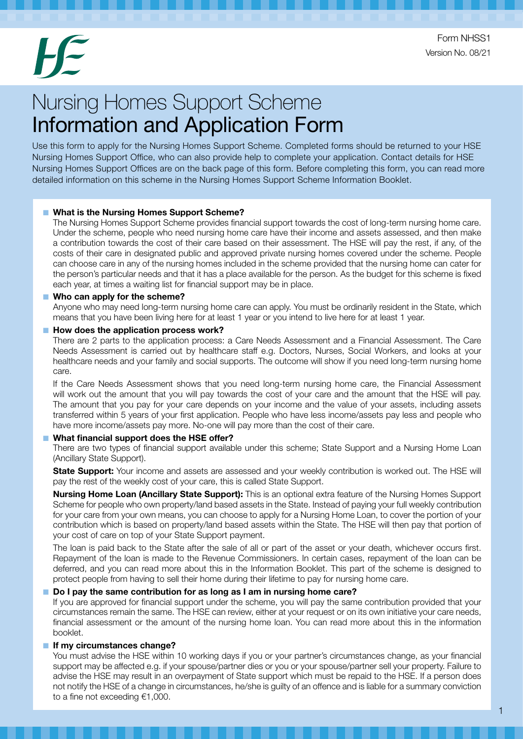Form NHSS1
Version No. 08/21

# Nursing Homes Support Scheme
# Information and Application Form

Use this form to apply for the Nursing Homes Support Scheme. Completed forms should be returned to your HSE Nursing Homes Support Office, who can also provide help to complete your application. Contact details for HSE Nursing Homes Support Offices are on the back page of this form. Before completing this form, you can read more detailed information on this scheme in the Nursing Homes Support Scheme Information Booklet.

- **What is the Nursing Homes Support Scheme?**

  The Nursing Homes Support Scheme provides financial support towards the cost of long-term nursing home care. Under the scheme, people who need nursing home care have their income and assets assessed, and then make a contribution towards the cost of their care based on their assessment. The HSE will pay the rest, if any, of the costs of their care in designated public and approved private nursing homes covered under the scheme. People can choose care in any of the nursing homes included in the scheme provided that the nursing home can cater for the person's particular needs and that it has a place available for the person. As the budget for this scheme is fixed each year, at times a waiting list for financial support may be in place.

- **Who can apply for the scheme?**

  Anyone who may need long-term nursing home care can apply. You must be ordinarily resident in the State, which means that you have been living here for at least 1 year or you intend to live here for at least 1 year.

- **How does the application process work?**

  There are 2 parts to the application process: a Care Needs Assessment and a Financial Assessment. The Care Needs Assessment is carried out by healthcare staff e.g. Doctors, Nurses, Social Workers, and looks at your healthcare needs and your family and social supports. The outcome will show if you need long-term nursing home care.

  If the Care Needs Assessment shows that you need long-term nursing home care, the Financial Assessment will work out the amount that you will pay towards the cost of your care and the amount that the HSE will pay. The amount that you pay for your care depends on your income and the value of your assets, including assets transferred within 5 years of your first application. People who have less income/assets pay less and people who have more income/assets pay more. No-one will pay more than the cost of their care.

- **What financial support does the HSE offer?**

  There are two types of financial support available under this scheme; State Support and a Nursing Home Loan (Ancillary State Support).

  **State Support:** Your income and assets are assessed and your weekly contribution is worked out. The HSE will pay the rest of the weekly cost of your care, this is called State Support.

  **Nursing Home Loan (Ancillary State Support):** This is an optional extra feature of the Nursing Homes Support Scheme for people who own property/land based assets in the State. Instead of paying your full weekly contribution for your care from your own means, you can choose to apply for a Nursing Home Loan, to cover the portion of your contribution which is based on property/land based assets within the State. The HSE will then pay that portion of your cost of care on top of your State Support payment.

  The loan is paid back to the State after the sale of all or part of the asset or your death, whichever occurs first. Repayment of the loan is made to the Revenue Commissioners. In certain cases, repayment of the loan can be deferred, and you can read more about this in the Information Booklet. This part of the scheme is designed to protect people from having to sell their home during their lifetime to pay for nursing home care.

- **Do I pay the same contribution for as long as I am in nursing home care?**

  If you are approved for financial support under the scheme, you will pay the same contribution provided that your circumstances remain the same. The HSE can review, either at your request or on its own initiative your care needs, financial assessment or the amount of the nursing home loan. You can read more about this in the information booklet.

- **If my circumstances change?**

  You must advise the HSE within 10 working days if you or your partner's circumstances change, as your financial support may be affected e.g. if your spouse/partner dies or you or your spouse/partner sell your property. Failure to advise the HSE may result in an overpayment of State support which must be repaid to the HSE. If a person does not notify the HSE of a change in circumstances, he/she is guilty of an offence and is liable for a summary conviction to a fine not exceeding €1,000.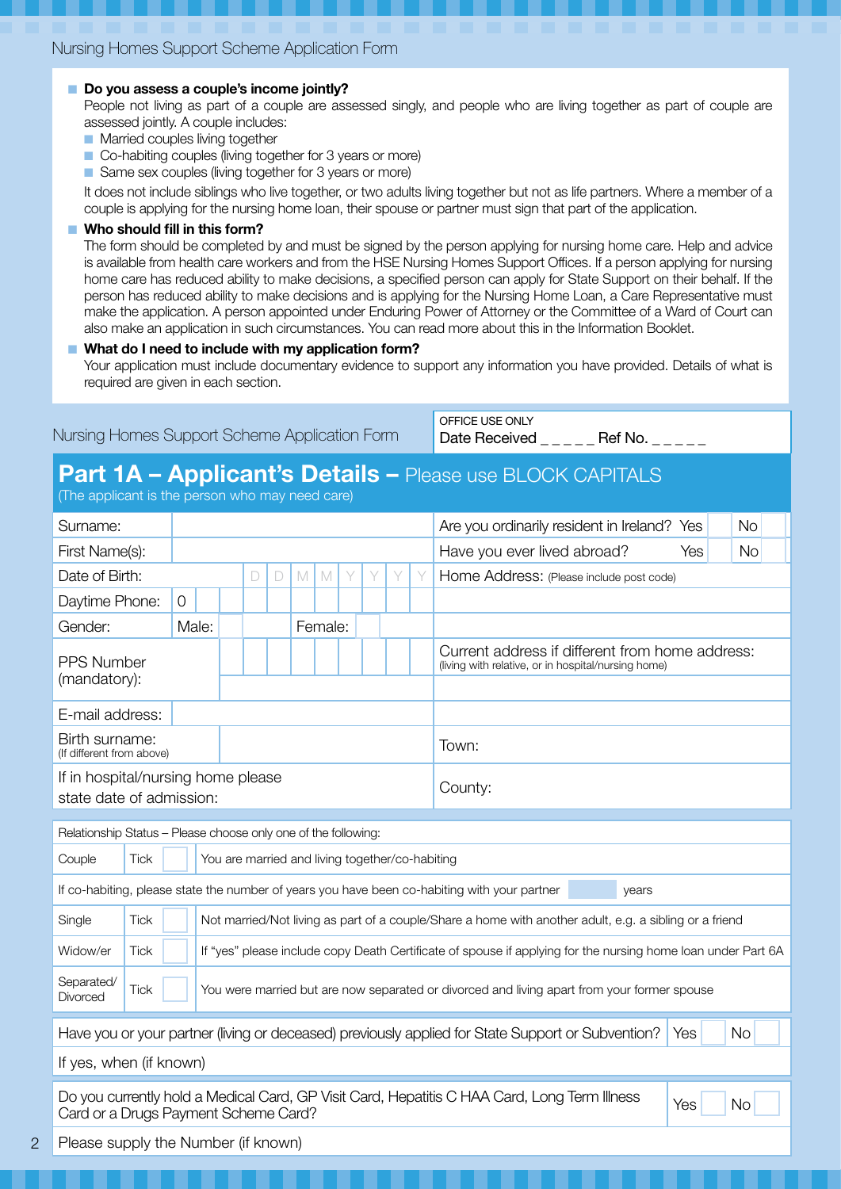- **Do you assess a couple's income jointly?**
  People not living as part of a couple are assessed singly, and people who are living together as part of couple are assessed jointly. A couple includes:
  - Married couples living together
  - Co-habiting couples (living together for 3 years or more)
  - Same sex couples (living together for 3 years or more)

  It does not include siblings who live together, or two adults living together but not as life partners. Where a member of a couple is applying for the nursing home loan, their spouse or partner must sign that part of the application.

- **Who should fill in this form?**
  The form should be completed by and must be signed by the person applying for nursing home care. Help and advice is available from health care workers and from the HSE Nursing Homes Support Offices. If a person applying for nursing home care has reduced ability to make decisions, a specified person can apply for State Support on their behalf. If the person has reduced ability to make decisions and is applying for the Nursing Home Loan, a Care Representative must make the application. A person appointed under Enduring Power of Attorney or the Committee of a Ward of Court can also make an application in such circumstances. You can read more about this in the Information Booklet.

- **What do I need to include with my application form?**
  Your application must include documentary evidence to support any information you have provided. Details of what is required are given in each section.

Nursing Homes Support Scheme Application Form

OFFICE USE ONLY
Date Received _ _ _ _ _ Ref No. _ _ _ _ _

## Part 1A – Applicant's Details – Please use BLOCK CAPITALS

(The applicant is the person who may need care)

| | | | |
|---|---|---|---|
| Surname: | | Are you ordinarily resident in Ireland? | Yes ☐ No ☐ |
| First Name(s): | | Have you ever lived abroad? | Yes ☐ No ☐ |
| Date of Birth: | D D M M Y Y Y Y | Home Address: (Please include post code) | |
| Daytime Phone: | 0 | | |
| Gender: | Male: ☐ Female: ☐ | | |
| PPS Number (mandatory): | | Current address if different from home address: (living with relative, or in hospital/nursing home) | |
| E-mail address: | | | |
| Birth surname: (If different from above) | | Town: | |
| If in hospital/nursing home please state date of admission: | | County: | |

Relationship Status – Please choose only one of the following:

| | | |
|---|---|---|
| Couple | Tick ☐ | You are married and living together/co-habiting |
| If co-habiting, please state the number of years you have been co-habiting with your partner ____ years | | |
| Single | Tick ☐ | Not married/Not living as part of a couple/Share a home with another adult, e.g. a sibling or a friend |
| Widow/er | Tick ☐ | If "yes" please include copy Death Certificate of spouse if applying for the nursing home loan under Part 6A |
| Separated/ Divorced | Tick ☐ | You were married but are now separated or divorced and living apart from your former spouse |

| | |
|---|---|
| Have you or your partner (living or deceased) previously applied for State Support or Subvention? | Yes ☐ No ☐ |
| If yes, when (if known) | |

| | |
|---|---|
| Do you currently hold a Medical Card, GP Visit Card, Hepatitis C HAA Card, Long Term Illness Card or a Drugs Payment Scheme Card? | Yes ☐ No ☐ |
| Please supply the Number (if known) | |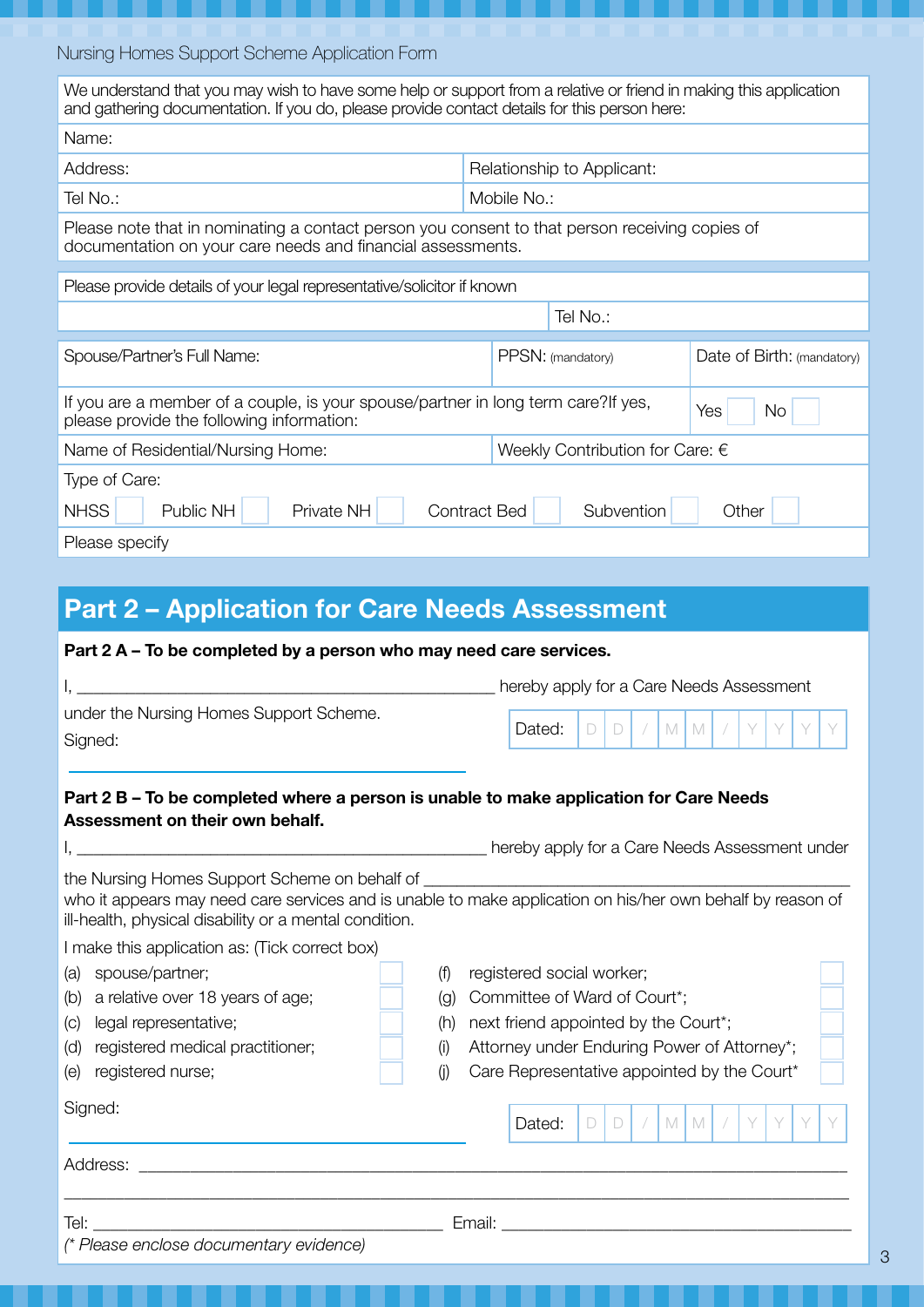Nursing Homes Support Scheme Application Form

| We understand that you may wish to have some help or support from a relative or friend in making this application and gathering documentation. If you do, please provide contact details for this person here: | |
|---|---|
| Name: | |
| Address: | Relationship to Applicant: |
| Tel No.: | Mobile No.: |
| Please note that in nominating a contact person you consent to that person receiving copies of documentation on your care needs and financial assessments. | |

| Please provide details of your legal representative/solicitor if known | |
|---|---|
| | Tel No.: |

| Spouse/Partner's Full Name: | PPSN: (mandatory) | Date of Birth: (mandatory) |
|---|---|---|
| If you are a member of a couple, is your spouse/partner in long term care? If yes, please provide the following information: | | Yes ☐ No ☐ |
| Name of Residential/Nursing Home: | Weekly Contribution for Care: € | |
| Type of Care: | | |
| NHSS ☐ Public NH ☐ Private NH ☐ Contract Bed ☐ Subvention ☐ Other ☐ | | |
| Please specify | | |

## Part 2 – Application for Care Needs Assessment

**Part 2 A – To be completed by a person who may need care services.**

I, ______________________________ hereby apply for a Care Needs Assessment under the Nursing Homes Support Scheme.

Signed: ______________________________

Dated: D D / M M / Y Y Y Y

**Part 2 B – To be completed where a person is unable to make application for Care Needs Assessment on their own behalf.**

I, ______________________________ hereby apply for a Care Needs Assessment under the Nursing Homes Support Scheme on behalf of ______________________________ who it appears may need care services and is unable to make application on his/her own behalf by reason of ill-health, physical disability or a mental condition.

I make this application as: (Tick correct box)

- (a) spouse/partner; ☐
- (b) a relative over 18 years of age; ☐
- (c) legal representative; ☐
- (d) registered medical practitioner; ☐
- (e) registered nurse; ☐
- (f) registered social worker; ☐
- (g) Committee of Ward of Court*; ☐
- (h) next friend appointed by the Court*; ☐
- (i) Attorney under Enduring Power of Attorney*; ☐
- (j) Care Representative appointed by the Court* ☐

Signed: ______________________________

Dated: D D / M M / Y Y Y Y

Address: ______________________________

______________________________

Tel: ______________________________ Email: ______________________________

*(* Please enclose documentary evidence)*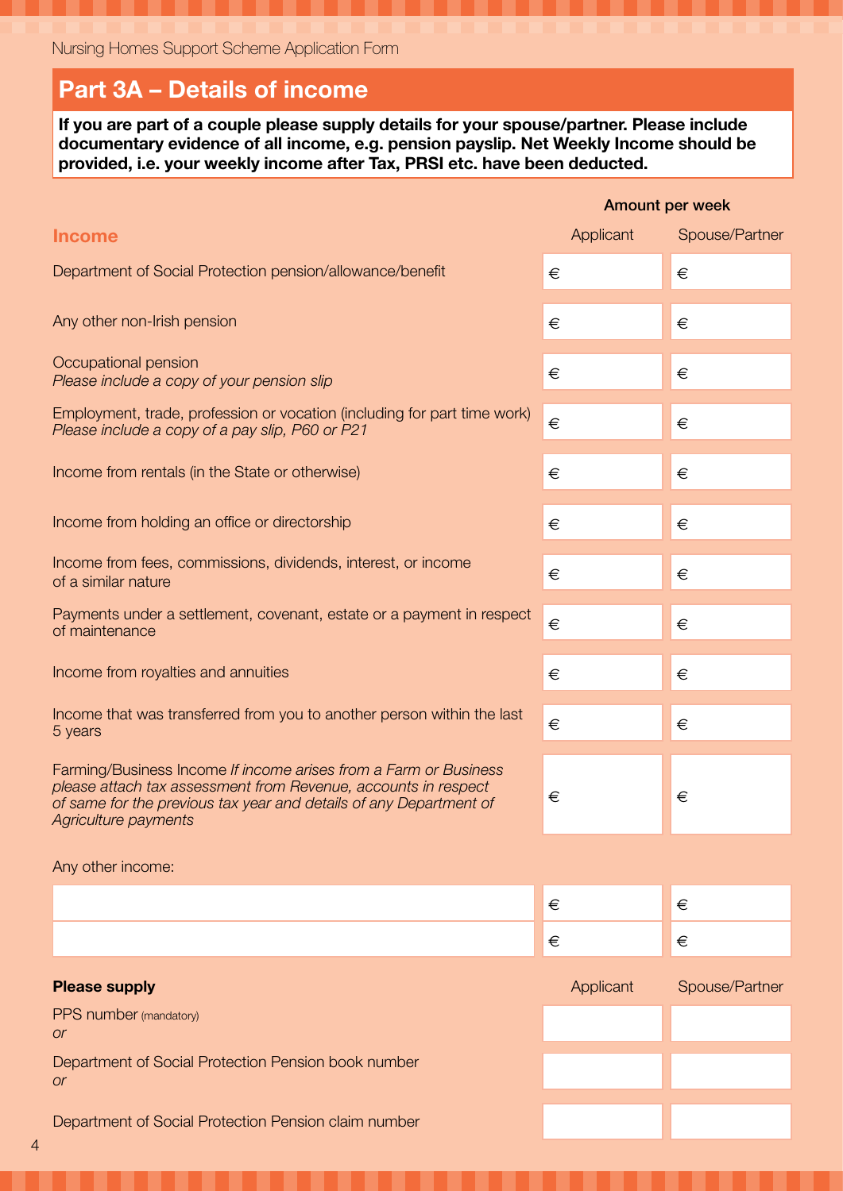## Part 3A – Details of income

**If you are part of a couple please supply details for your spouse/partner. Please include documentary evidence of all income, e.g. pension payslip. Net Weekly Income should be provided, i.e. your weekly income after Tax, PRSI etc. have been deducted.**

| Income | Amount per week | |
|---|---|---|
| | Applicant | Spouse/Partner |
| Department of Social Protection pension/allowance/benefit | € | € |
| Any other non-Irish pension | € | € |
| Occupational pension *Please include a copy of your pension slip* | € | € |
| Employment, trade, profession or vocation (including for part time work) *Please include a copy of a pay slip, P60 or P21* | € | € |
| Income from rentals (in the State or otherwise) | € | € |
| Income from holding an office or directorship | € | € |
| Income from fees, commissions, dividends, interest, or income of a similar nature | € | € |
| Payments under a settlement, covenant, estate or a payment in respect of maintenance | € | € |
| Income from royalties and annuities | € | € |
| Income that was transferred from you to another person within the last 5 years | € | € |
| Farming/Business Income *If income arises from a Farm or Business please attach tax assessment from Revenue, accounts in respect of same for the previous tax year and details of any Department of Agriculture payments* | € | € |

Any other income:

| | | |
|---|---|---|
| | € | € |
| | € | € |

| Please supply | Applicant | Spouse/Partner |
|---|---|---|
| PPS number (mandatory) *or* | | |
| Department of Social Protection Pension book number *or* | | |
| Department of Social Protection Pension claim number | | |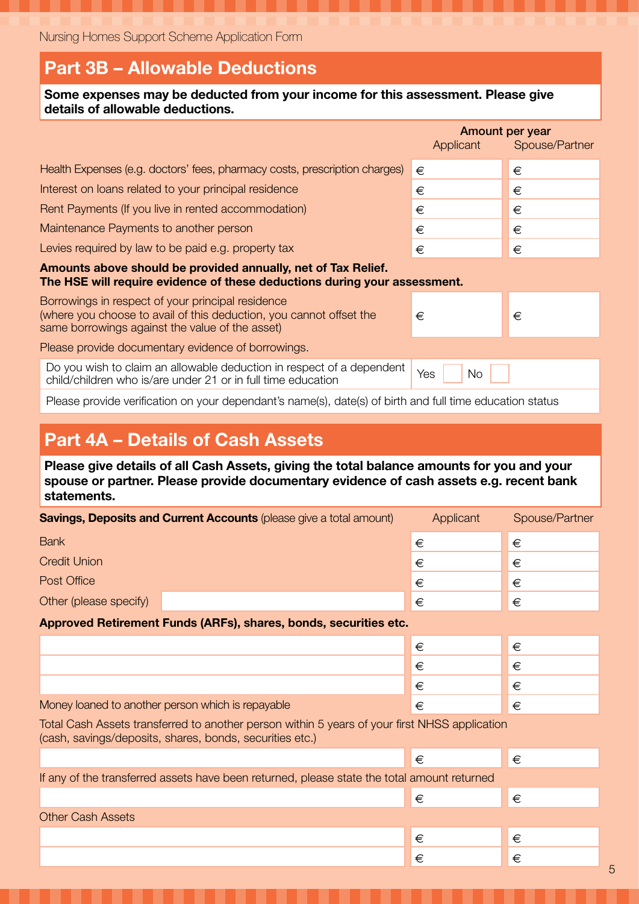## Part 3B – Allowable Deductions

**Some expenses may be deducted from your income for this assessment. Please give details of allowable deductions.**

| | Amount per year | |
|---|---|---|
| | Applicant | Spouse/Partner |
| Health Expenses (e.g. doctors' fees, pharmacy costs, prescription charges) | € | € |
| Interest on loans related to your principal residence | € | € |
| Rent Payments (If you live in rented accommodation) | € | € |
| Maintenance Payments to another person | € | € |
| Levies required by law to be paid e.g. property tax | € | € |

**Amounts above should be provided annually, net of Tax Relief.**
**The HSE will require evidence of these deductions during your assessment.**

| | Applicant | Spouse/Partner |
|---|---|---|
| Borrowings in respect of your principal residence (where you choose to avail of this deduction, you cannot offset the same borrowings against the value of the asset) | € | € |

Please provide documentary evidence of borrowings.

Do you wish to claim an allowable deduction in respect of a dependent child/children who is/are under 21 or in full time education Yes ☐ No ☐

Please provide verification on your dependant's name(s), date(s) of birth and full time education status

## Part 4A – Details of Cash Assets

**Please give details of all Cash Assets, giving the total balance amounts for you and your spouse or partner. Please provide documentary evidence of cash assets e.g. recent bank statements.**

| **Savings, Deposits and Current Accounts** (please give a total amount) | Applicant | Spouse/Partner |
|---|---|---|
| Bank | € | € |
| Credit Union | € | € |
| Post Office | € | € |
| Other (please specify) | € | € |
| **Approved Retirement Funds (ARFs), shares, bonds, securities etc.** | | |
| | € | € |
| | € | € |
| | € | € |
| Money loaned to another person which is repayable | € | € |
| Total Cash Assets transferred to another person within 5 years of your first NHSS application (cash, savings/deposits, shares, bonds, securities etc.) | | |
| | € | € |
| If any of the transferred assets have been returned, please state the total amount returned | | |
| | € | € |
| Other Cash Assets | | |
| | € | € |
| | € | € |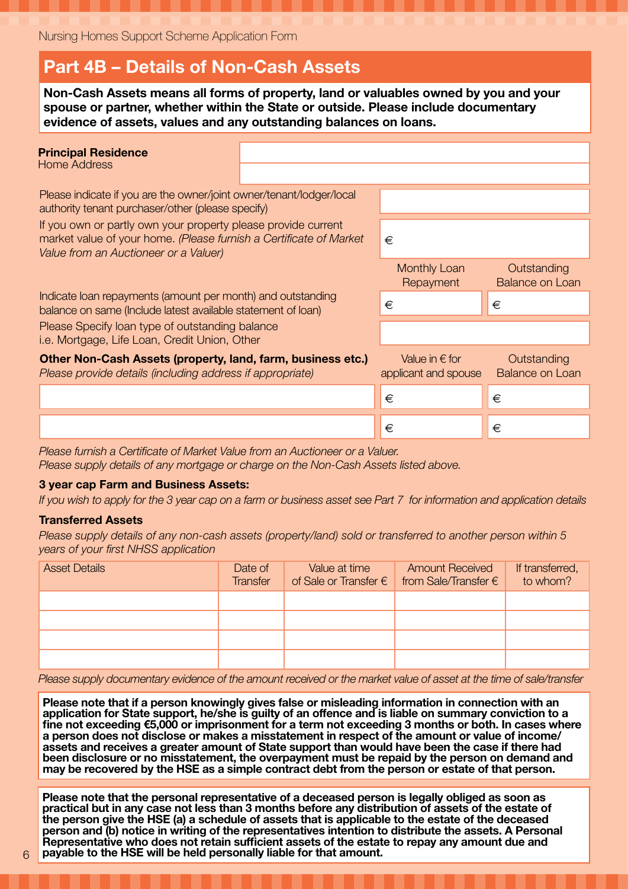## Part 4B – Details of Non-Cash Assets

**Non-Cash Assets means all forms of property, land or valuables owned by you and your spouse or partner, whether within the State or outside. Please include documentary evidence of assets, values and any outstanding balances on loans.**

| **Principal Residence** Home Address | |
|---|---|
| | |

| | | |
|---|---|---|
| Please indicate if you are the owner/joint owner/tenant/lodger/local authority tenant purchaser/other (please specify) | | |
| If you own or partly own your property please provide current market value of your home. *(Please furnish a Certificate of Market Value from an Auctioneer or a Valuer)* | € | |
| | Monthly Loan Repayment | Outstanding Balance on Loan |
| Indicate loan repayments (amount per month) and outstanding balance on same (Include latest available statement of loan) | € | € |
| Please Specify loan type of outstanding balance i.e. Mortgage, Life Loan, Credit Union, Other | | |

| **Other Non-Cash Assets (property, land, farm, business etc.)** *Please provide details (including address if appropriate)* | Value in € for applicant and spouse | Outstanding Balance on Loan |
|---|---|---|
| | € | € |
| | € | € |

*Please furnish a Certificate of Market Value from an Auctioneer or a Valuer.*
*Please supply details of any mortgage or charge on the Non-Cash Assets listed above.*

**3 year cap Farm and Business Assets:**

*If you wish to apply for the 3 year cap on a farm or business asset see Part 7 for information and application details*

**Transferred Assets**

*Please supply details of any non-cash assets (property/land) sold or transferred to another person within 5 years of your first NHSS application*

| Asset Details | Date of Transfer | Value at time of Sale or Transfer € | Amount Received from Sale/Transfer € | If transferred, to whom? |
|---|---|---|---|---|
| | | | | |
| | | | | |
| | | | | |
| | | | | |

*Please supply documentary evidence of the amount received or the market value of asset at the time of sale/transfer*

**Please note that if a person knowingly gives false or misleading information in connection with an application for State support, he/she is guilty of an offence and is liable on summary conviction to a fine not exceeding €5,000 or imprisonment for a term not exceeding 3 months or both. In cases where a person does not disclose or makes a misstatement in respect of the amount or value of income/assets and receives a greater amount of State support than would have been the case if there had been disclosure or no misstatement, the overpayment must be repaid by the person on demand and may be recovered by the HSE as a simple contract debt from the person or estate of that person.**

**Please note that the personal representative of a deceased person is legally obliged as soon as practical but in any case not less than 3 months before any distribution of assets of the estate of the person give the HSE (a) a schedule of assets that is applicable to the estate of the deceased person and (b) notice in writing of the representatives intention to distribute the assets. A Personal Representative who does not retain sufficient assets of the estate to repay any amount due and payable to the HSE will be held personally liable for that amount.**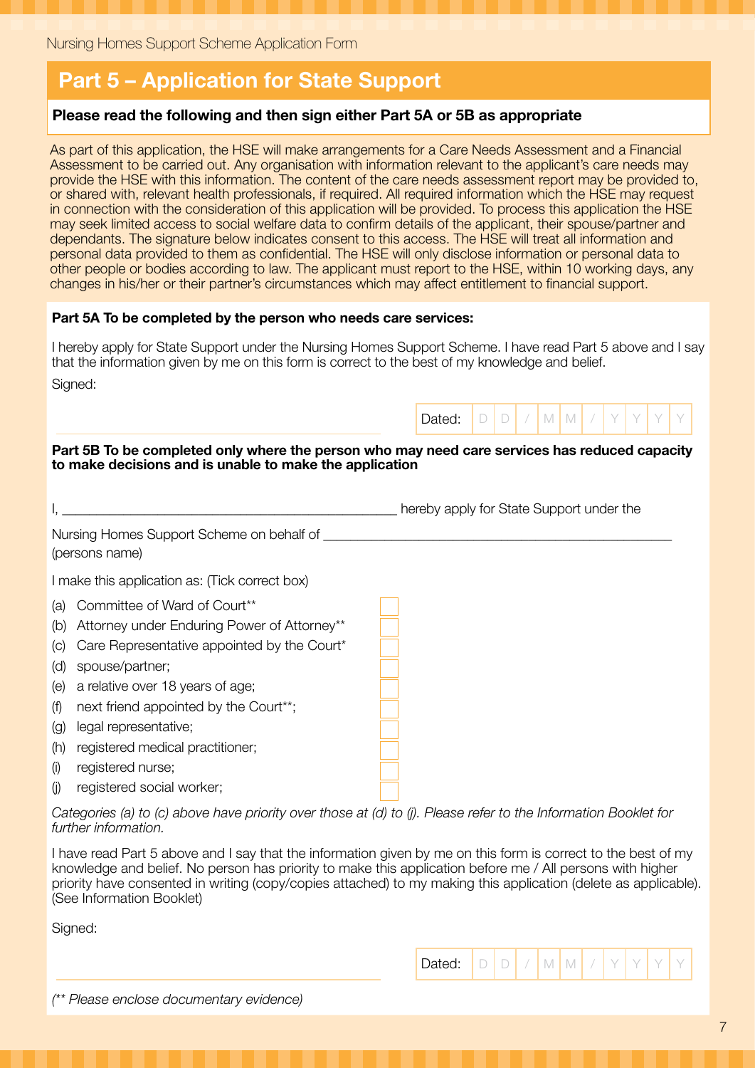## Part 5 – Application for State Support

**Please read the following and then sign either Part 5A or 5B as appropriate**

As part of this application, the HSE will make arrangements for a Care Needs Assessment and a Financial Assessment to be carried out. Any organisation with information relevant to the applicant's care needs may provide the HSE with this information. The content of the care needs assessment report may be provided to, or shared with, relevant health professionals, if required. All required information which the HSE may request in connection with the consideration of this application will be provided. To process this application the HSE may seek limited access to social welfare data to confirm details of the applicant, their spouse/partner and dependants. The signature below indicates consent to this access. The HSE will treat all information and personal data provided to them as confidential. The HSE will only disclose information or personal data to other people or bodies according to law. The applicant must report to the HSE, within 10 working days, any changes in his/her or their partner's circumstances which may affect entitlement to financial support.

**Part 5A To be completed by the person who needs care services:**

I hereby apply for State Support under the Nursing Homes Support Scheme. I have read Part 5 above and I say that the information given by me on this form is correct to the best of my knowledge and belief.

Signed:

______________________________ Dated: D D / M M / Y Y Y Y

**Part 5B To be completed only where the person who may need care services has reduced capacity to make decisions and is unable to make the application**

I, ______________________________ hereby apply for State Support under the

Nursing Homes Support Scheme on behalf of ______________________________
(persons name)

I make this application as: (Tick correct box)

(a) Committee of Ward of Court** ☐
(b) Attorney under Enduring Power of Attorney** ☐
(c) Care Representative appointed by the Court* ☐
(d) spouse/partner; ☐
(e) a relative over 18 years of age; ☐
(f) next friend appointed by the Court**; ☐
(g) legal representative; ☐
(h) registered medical practitioner; ☐
(i) registered nurse; ☐
(j) registered social worker; ☐

*Categories (a) to (c) above have priority over those at (d) to (j). Please refer to the Information Booklet for further information.*

I have read Part 5 above and I say that the information given by me on this form is correct to the best of my knowledge and belief. No person has priority to make this application before me / All persons with higher priority have consented in writing (copy/copies attached) to my making this application (delete as applicable). (See Information Booklet)

Signed:

______________________________ Dated: D D / M M / Y Y Y Y

*(** Please enclose documentary evidence)*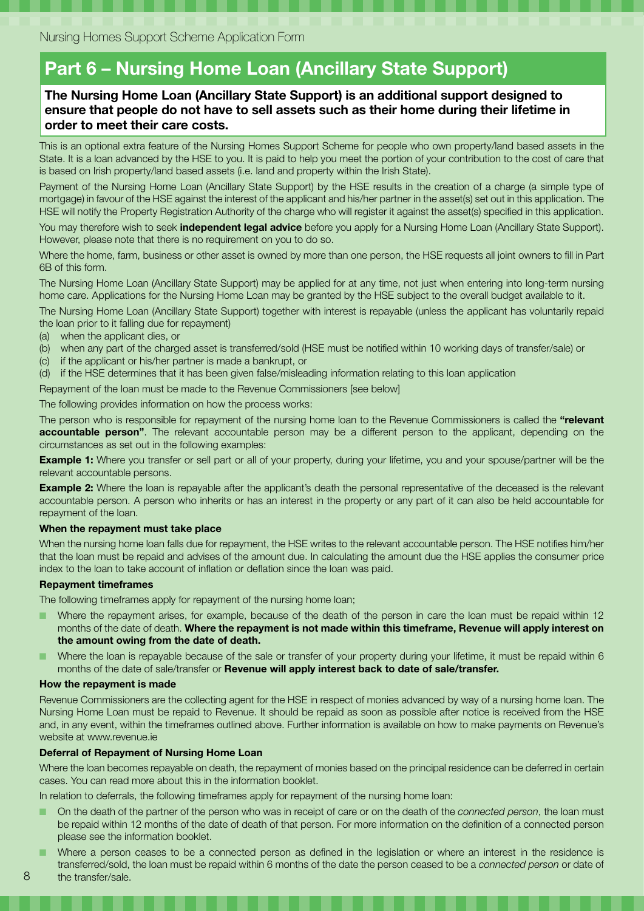## Part 6 – Nursing Home Loan (Ancillary State Support)

**The Nursing Home Loan (Ancillary State Support) is an additional support designed to ensure that people do not have to sell assets such as their home during their lifetime in order to meet their care costs.**

This is an optional extra feature of the Nursing Homes Support Scheme for people who own property/land based assets in the State. It is a loan advanced by the HSE to you. It is paid to help you meet the portion of your contribution to the cost of care that is based on Irish property/land based assets (i.e. land and property within the Irish State).

Payment of the Nursing Home Loan (Ancillary State Support) by the HSE results in the creation of a charge (a simple type of mortgage) in favour of the HSE against the interest of the applicant and his/her partner in the asset(s) set out in this application. The HSE will notify the Property Registration Authority of the charge who will register it against the asset(s) specified in this application.

You may therefore wish to seek **independent legal advice** before you apply for a Nursing Home Loan (Ancillary State Support). However, please note that there is no requirement on you to do so.

Where the home, farm, business or other asset is owned by more than one person, the HSE requests all joint owners to fill in Part 6B of this form.

The Nursing Home Loan (Ancillary State Support) may be applied for at any time, not just when entering into long-term nursing home care. Applications for the Nursing Home Loan may be granted by the HSE subject to the overall budget available to it.

The Nursing Home Loan (Ancillary State Support) together with interest is repayable (unless the applicant has voluntarily repaid the loan prior to it falling due for repayment)

(a) when the applicant dies, or
(b) when any part of the charged asset is transferred/sold (HSE must be notified within 10 working days of transfer/sale) or
(c) if the applicant or his/her partner is made a bankrupt, or
(d) if the HSE determines that it has been given false/misleading information relating to this loan application

Repayment of the loan must be made to the Revenue Commissioners [see below]

The following provides information on how the process works:

The person who is responsible for repayment of the nursing home loan to the Revenue Commissioners is called the **"relevant accountable person"**. The relevant accountable person may be a different person to the applicant, depending on the circumstances as set out in the following examples:

**Example 1:** Where you transfer or sell part or all of your property, during your lifetime, you and your spouse/partner will be the relevant accountable persons.

**Example 2:** Where the loan is repayable after the applicant's death the personal representative of the deceased is the relevant accountable person. A person who inherits or has an interest in the property or any part of it can also be held accountable for repayment of the loan.

### When the repayment must take place

When the nursing home loan falls due for repayment, the HSE writes to the relevant accountable person. The HSE notifies him/her that the loan must be repaid and advises of the amount due. In calculating the amount due the HSE applies the consumer price index to the loan to take account of inflation or deflation since the loan was paid.

### Repayment timeframes

The following timeframes apply for repayment of the nursing home loan;

- Where the repayment arises, for example, because of the death of the person in care the loan must be repaid within 12 months of the date of death. **Where the repayment is not made within this timeframe, Revenue will apply interest on the amount owing from the date of death.**
- Where the loan is repayable because of the sale or transfer of your property during your lifetime, it must be repaid within 6 months of the date of sale/transfer or **Revenue will apply interest back to date of sale/transfer.**

### How the repayment is made

Revenue Commissioners are the collecting agent for the HSE in respect of monies advanced by way of a nursing home loan. The Nursing Home Loan must be repaid to Revenue. It should be repaid as soon as possible after notice is received from the HSE and, in any event, within the timeframes outlined above. Further information is available on how to make payments on Revenue's website at www.revenue.ie

### Deferral of Repayment of Nursing Home Loan

Where the loan becomes repayable on death, the repayment of monies based on the principal residence can be deferred in certain cases. You can read more about this in the information booklet.

In relation to deferrals, the following timeframes apply for repayment of the nursing home loan:

- On the death of the partner of the person who was in receipt of care or on the death of the *connected person*, the loan must be repaid within 12 months of the date of death of that person. For more information on the definition of a connected person please see the information booklet.
- Where a person ceases to be a connected person as defined in the legislation or where an interest in the residence is transferred/sold, the loan must be repaid within 6 months of the date the person ceased to be a *connected person* or date of the transfer/sale.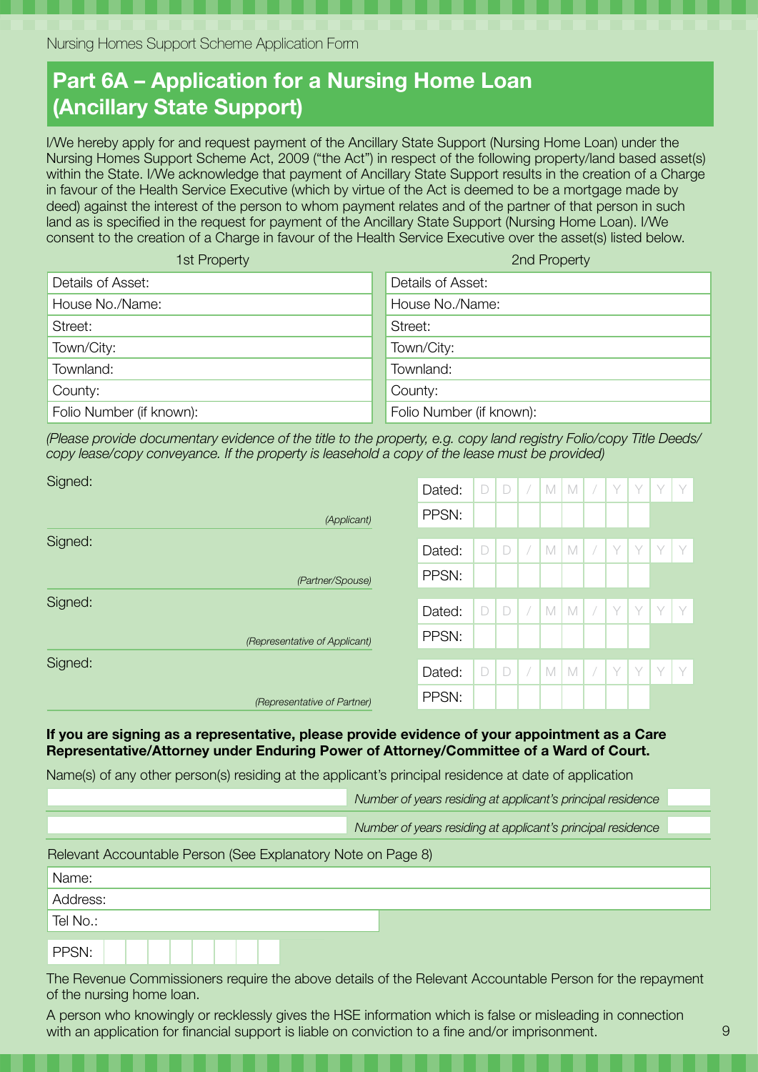## Part 6A – Application for a Nursing Home Loan (Ancillary State Support)

I/We hereby apply for and request payment of the Ancillary State Support (Nursing Home Loan) under the Nursing Homes Support Scheme Act, 2009 ("the Act") in respect of the following property/land based asset(s) within the State. I/We acknowledge that payment of Ancillary State Support results in the creation of a Charge in favour of the Health Service Executive (which by virtue of the Act is deemed to be a mortgage made by deed) against the interest of the person to whom payment relates and of the partner of that person in such land as is specified in the request for payment of the Ancillary State Support (Nursing Home Loan). I/We consent to the creation of a Charge in favour of the Health Service Executive over the asset(s) listed below.

| 1st Property | 2nd Property |
|---|---|
| Details of Asset: | Details of Asset: |
| House No./Name: | House No./Name: |
| Street: | Street: |
| Town/City: | Town/City: |
| Townland: | Townland: |
| County: | County: |
| Folio Number (if known): | Folio Number (if known): |

*(Please provide documentary evidence of the title to the property, e.g. copy land registry Folio/copy Title Deeds/ copy lease/copy conveyance. If the property is leasehold a copy of the lease must be provided)*

| Signed: | Dated: DD / MM / YYYY |
|---|---|
| *(Applicant)* | PPSN: |
| Signed: | Dated: DD / MM / YYYY |
| *(Partner/Spouse)* | PPSN: |
| Signed: | Dated: DD / MM / YYYY |
| *(Representative of Applicant)* | PPSN: |
| Signed: | Dated: DD / MM / YYYY |
| *(Representative of Partner)* | PPSN: |

**If you are signing as a representative, please provide evidence of your appointment as a Care Representative/Attorney under Enduring Power of Attorney/Committee of a Ward of Court.**

Name(s) of any other person(s) residing at the applicant's principal residence at date of application

| Name | *Number of years residing at applicant's principal residence* | |
|---|---|---|
| | *Number of years residing at applicant's principal residence* | |
| | *Number of years residing at applicant's principal residence* | |

Relevant Accountable Person (See Explanatory Note on Page 8)

Name:

Address:

Tel No.:

PPSN:

The Revenue Commissioners require the above details of the Relevant Accountable Person for the repayment of the nursing home loan.

A person who knowingly or recklessly gives the HSE information which is false or misleading in connection with an application for financial support is liable on conviction to a fine and/or imprisonment.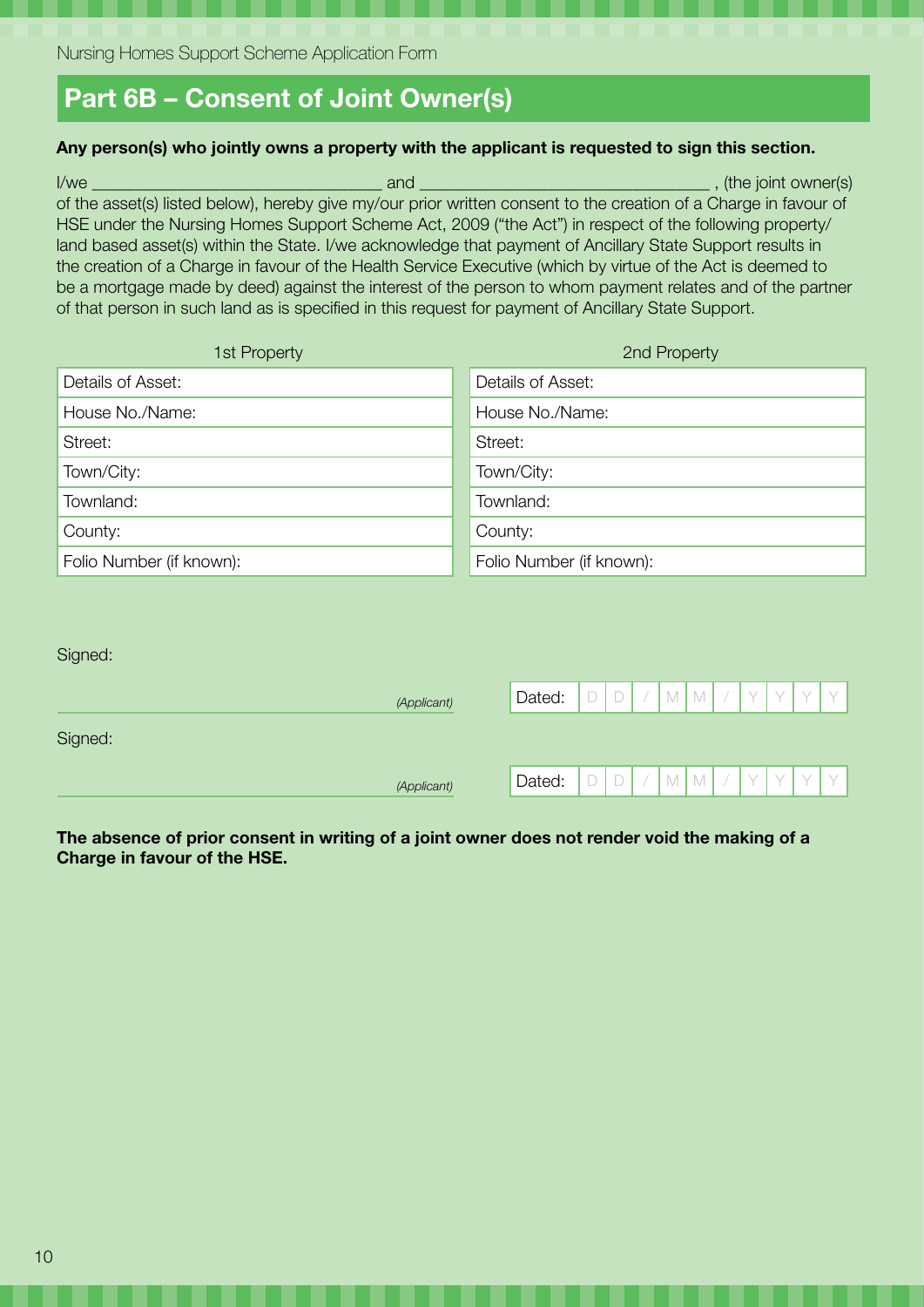## Part 6B – Consent of Joint Owner(s)

**Any person(s) who jointly owns a property with the applicant is requested to sign this section.**

I/we ________________________________ and ________________________________ , (the joint owner(s) of the asset(s) listed below), hereby give my/our prior written consent to the creation of a Charge in favour of HSE under the Nursing Homes Support Scheme Act, 2009 ("the Act") in respect of the following property/land based asset(s) within the State. I/we acknowledge that payment of Ancillary State Support results in the creation of a Charge in favour of the Health Service Executive (which by virtue of the Act is deemed to be a mortgage made by deed) against the interest of the person to whom payment relates and of the partner of that person in such land as is specified in this request for payment of Ancillary State Support.

| 1st Property | 2nd Property |
|---|---|
| Details of Asset: | Details of Asset: |
| House No./Name: | House No./Name: |
| Street: | Street: |
| Town/City: | Town/City: |
| Townland: | Townland: |
| County: | County: |
| Folio Number (if known): | Folio Number (if known): |

Signed:

________________________________ *(Applicant)*    Dated: D D / M M / Y Y Y Y

Signed:

________________________________ *(Applicant)*    Dated: D D / M M / Y Y Y Y

**The absence of prior consent in writing of a joint owner does not render void the making of a Charge in favour of the HSE.**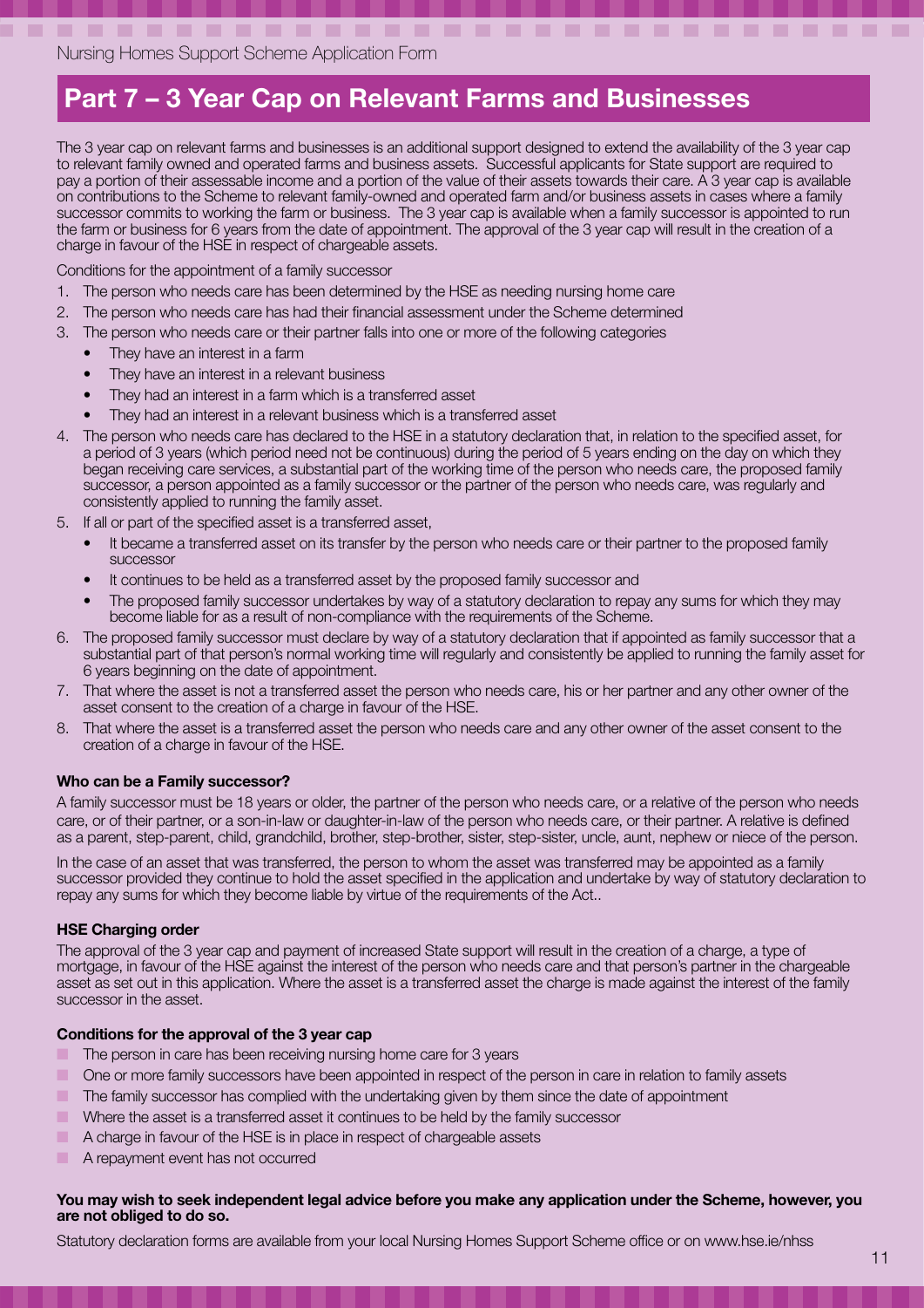# Part 7 – 3 Year Cap on Relevant Farms and Businesses

The 3 year cap on relevant farms and businesses is an additional support designed to extend the availability of the 3 year cap to relevant family owned and operated farms and business assets. Successful applicants for State support are required to pay a portion of their assessable income and a portion of the value of their assets towards their care. A 3 year cap is available on contributions to the Scheme to relevant family-owned and operated farm and/or business assets in cases where a family successor commits to working the farm or business. The 3 year cap is available when a family successor is appointed to run the farm or business for 6 years from the date of appointment. The approval of the 3 year cap will result in the creation of a charge in favour of the HSE in respect of chargeable assets.

Conditions for the appointment of a family successor

1. The person who needs care has been determined by the HSE as needing nursing home care
2. The person who needs care has had their financial assessment under the Scheme determined
3. The person who needs care or their partner falls into one or more of the following categories
   - They have an interest in a farm
   - They have an interest in a relevant business
   - They had an interest in a farm which is a transferred asset
   - They had an interest in a relevant business which is a transferred asset
4. The person who needs care has declared to the HSE in a statutory declaration that, in relation to the specified asset, for a period of 3 years (which period need not be continuous) during the period of 5 years ending on the day on which they began receiving care services, a substantial part of the working time of the person who needs care, the proposed family successor, a person appointed as a family successor or the partner of the person who needs care, was regularly and consistently applied to running the family asset.
5. If all or part of the specified asset is a transferred asset,
   - It became a transferred asset on its transfer by the person who needs care or their partner to the proposed family successor
   - It continues to be held as a transferred asset by the proposed family successor and
   - The proposed family successor undertakes by way of a statutory declaration to repay any sums for which they may become liable for as a result of non-compliance with the requirements of the Scheme.
6. The proposed family successor must declare by way of a statutory declaration that if appointed as family successor that a substantial part of that person's normal working time will regularly and consistently be applied to running the family asset for 6 years beginning on the date of appointment.
7. That where the asset is not a transferred asset the person who needs care, his or her partner and any other owner of the asset consent to the creation of a charge in favour of the HSE.
8. That where the asset is a transferred asset the person who needs care and any other owner of the asset consent to the creation of a charge in favour of the HSE.

### Who can be a Family successor?

A family successor must be 18 years or older, the partner of the person who needs care, or a relative of the person who needs care, or of their partner, or a son-in-law or daughter-in-law of the person who needs care, or their partner. A relative is defined as a parent, step-parent, child, grandchild, brother, step-brother, sister, step-sister, uncle, aunt, nephew or niece of the person.

In the case of an asset that was transferred, the person to whom the asset was transferred may be appointed as a family successor provided they continue to hold the asset specified in the application and undertake by way of statutory declaration to repay any sums for which they become liable by virtue of the requirements of the Act..

### HSE Charging order

The approval of the 3 year cap and payment of increased State support will result in the creation of a charge, a type of mortgage, in favour of the HSE against the interest of the person who needs care and that person's partner in the chargeable asset as set out in this application. Where the asset is a transferred asset the charge is made against the interest of the family successor in the asset.

### Conditions for the approval of the 3 year cap

- The person in care has been receiving nursing home care for 3 years
- One or more family successors have been appointed in respect of the person in care in relation to family assets
- The family successor has complied with the undertaking given by them since the date of appointment
- Where the asset is a transferred asset it continues to be held by the family successor
- A charge in favour of the HSE is in place in respect of chargeable assets
- A repayment event has not occurred

**You may wish to seek independent legal advice before you make any application under the Scheme, however, you are not obliged to do so.**

Statutory declaration forms are available from your local Nursing Homes Support Scheme office or on www.hse.ie/nhss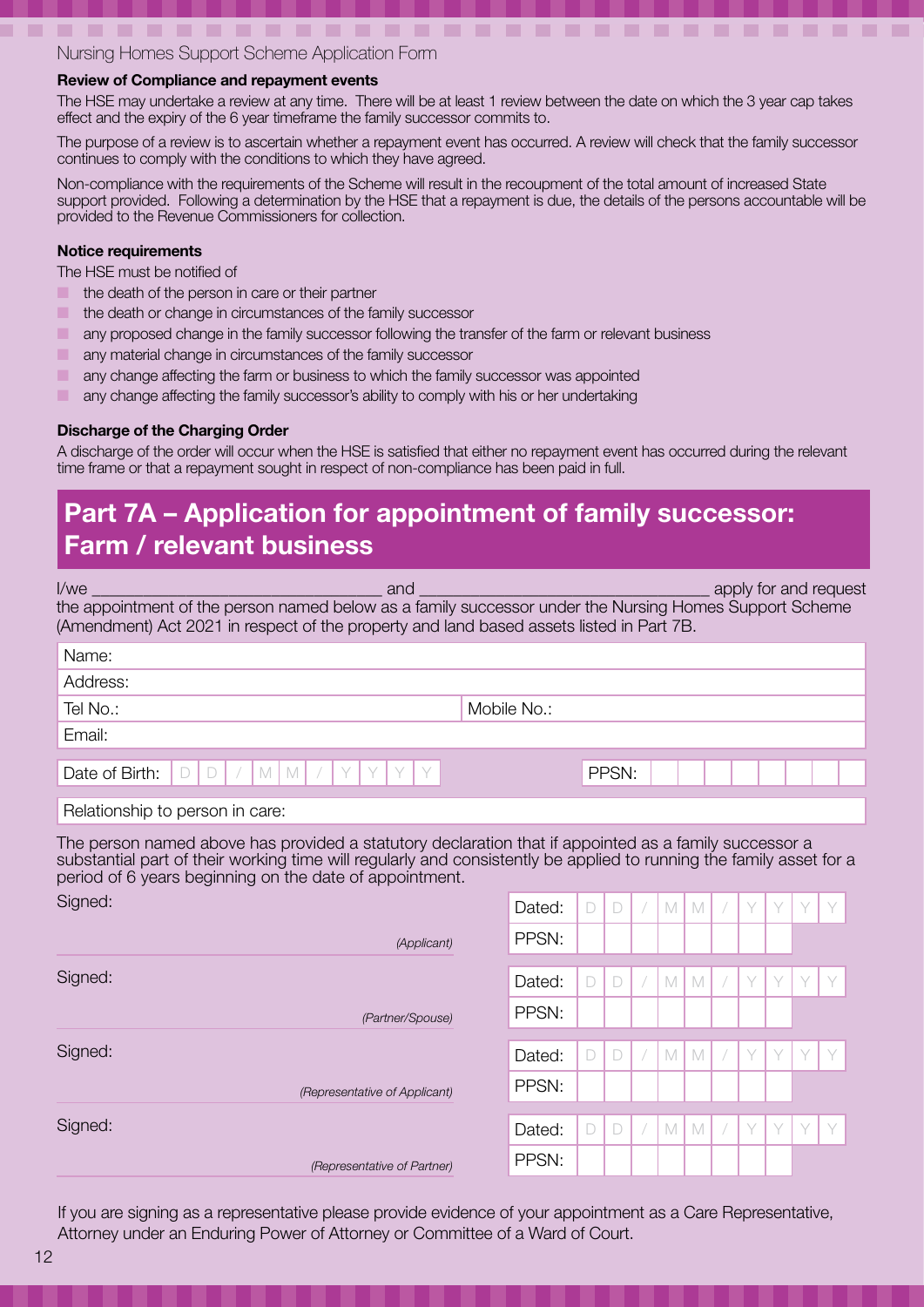## Review of Compliance and repayment events

The HSE may undertake a review at any time. There will be at least 1 review between the date on which the 3 year cap takes effect and the expiry of the 6 year timeframe the family successor commits to.

The purpose of a review is to ascertain whether a repayment event has occurred. A review will check that the family successor continues to comply with the conditions to which they have agreed.

Non-compliance with the requirements of the Scheme will result in the recoupment of the total amount of increased State support provided. Following a determination by the HSE that a repayment is due, the details of the persons accountable will be provided to the Revenue Commissioners for collection.

## Notice requirements

The HSE must be notified of

- the death of the person in care or their partner
- the death or change in circumstances of the family successor
- any proposed change in the family successor following the transfer of the farm or relevant business
- any material change in circumstances of the family successor
- any change affecting the farm or business to which the family successor was appointed
- any change affecting the family successor's ability to comply with his or her undertaking

## Discharge of the Charging Order

A discharge of the order will occur when the HSE is satisfied that either no repayment event has occurred during the relevant time frame or that a repayment sought in respect of non-compliance has been paid in full.

# Part 7A – Application for appointment of family successor: Farm / relevant business

I/we ________________________________ and ________________________________ apply for and request the appointment of the person named below as a family successor under the Nursing Homes Support Scheme (Amendment) Act 2021 in respect of the property and land based assets listed in Part 7B.

| | |
|---|---|
| Name: | |
| Address: | |
| Tel No.: | Mobile No.: |
| Email: | |
| Date of Birth: DD / MM / YYYY | PPSN: |
| Relationship to person in care: | |

The person named above has provided a statutory declaration that if appointed as a family successor a substantial part of their working time will regularly and consistently be applied to running the family asset for a period of 6 years beginning on the date of appointment.

| Signed: | |
|---|---|
| *(Applicant)* | Dated: DD / MM / YYYY<br>PPSN: |
| Signed: *(Partner/Spouse)* | Dated: DD / MM / YYYY<br>PPSN: |
| Signed: *(Representative of Applicant)* | Dated: DD / MM / YYYY<br>PPSN: |
| Signed: *(Representative of Partner)* | Dated: DD / MM / YYYY<br>PPSN: |

If you are signing as a representative please provide evidence of your appointment as a Care Representative, Attorney under an Enduring Power of Attorney or Committee of a Ward of Court.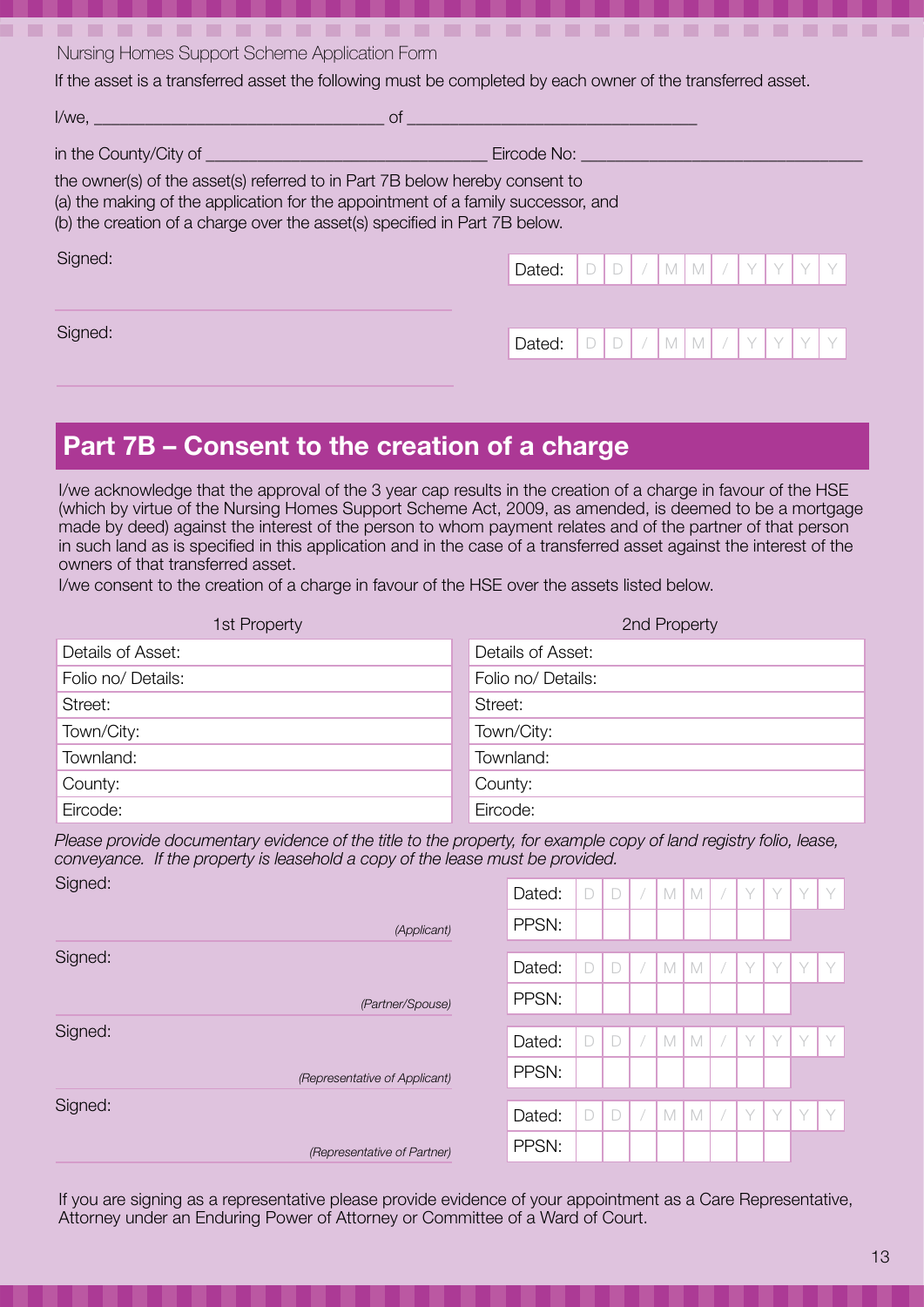If the asset is a transferred asset the following must be completed by each owner of the transferred asset.

I/we, ________________________________ of ________________________________

in the County/City of ________________________________ Eircode No: ________________________________

the owner(s) of the asset(s) referred to in Part 7B below hereby consent to
(a) the making of the application for the appointment of a family successor, and
(b) the creation of a charge over the asset(s) specified in Part 7B below.

Signed: ________________________________ Dated: DD / MM / YYYY

Signed: ________________________________ Dated: DD / MM / YYYY

## Part 7B – Consent to the creation of a charge

I/we acknowledge that the approval of the 3 year cap results in the creation of a charge in favour of the HSE (which by virtue of the Nursing Homes Support Scheme Act, 2009, as amended, is deemed to be a mortgage made by deed) against the interest of the person to whom payment relates and of the partner of that person in such land as is specified in this application and in the case of a transferred asset against the interest of the owners of that transferred asset.
I/we consent to the creation of a charge in favour of the HSE over the assets listed below.

| 1st Property | 2nd Property |
|---|---|
| Details of Asset: | Details of Asset: |
| Folio no/ Details: | Folio no/ Details: |
| Street: | Street: |
| Town/City: | Town/City: |
| Townland: | Townland: |
| County: | County: |
| Eircode: | Eircode: |

*Please provide documentary evidence of the title to the property, for example copy of land registry folio, lease, conveyance. If the property is leasehold a copy of the lease must be provided.*

Signed: ________________________________ *(Applicant)* Dated: DD / MM / YYYY PPSN:

Signed: ________________________________ *(Partner/Spouse)* Dated: DD / MM / YYYY PPSN:

Signed: ________________________________ *(Representative of Applicant)* Dated: DD / MM / YYYY PPSN:

Signed: ________________________________ *(Representative of Partner)* Dated: DD / MM / YYYY PPSN:

If you are signing as a representative please provide evidence of your appointment as a Care Representative, Attorney under an Enduring Power of Attorney or Committee of a Ward of Court.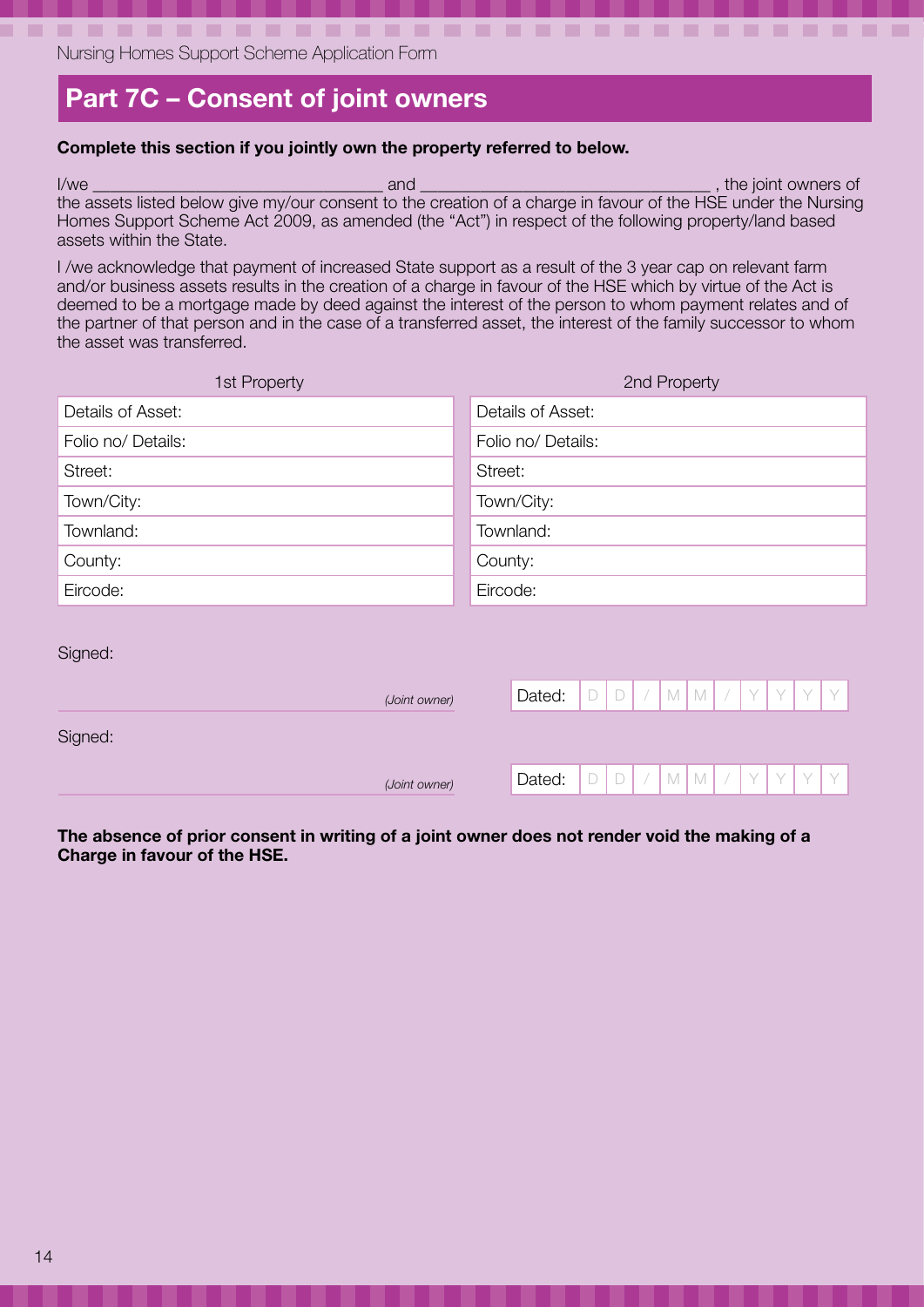## Part 7C – Consent of joint owners

**Complete this section if you jointly own the property referred to below.**

I/we ________________________________ and ________________________________ , the joint owners of the assets listed below give my/our consent to the creation of a charge in favour of the HSE under the Nursing Homes Support Scheme Act 2009, as amended (the "Act") in respect of the following property/land based assets within the State.

I /we acknowledge that payment of increased State support as a result of the 3 year cap on relevant farm and/or business assets results in the creation of a charge in favour of the HSE which by virtue of the Act is deemed to be a mortgage made by deed against the interest of the person to whom payment relates and of the partner of that person and in the case of a transferred asset, the interest of the family successor to whom the asset was transferred.

| 1st Property | 2nd Property |
|---|---|
| Details of Asset: | Details of Asset: |
| Folio no/ Details: | Folio no/ Details: |
| Street: | Street: |
| Town/City: | Town/City: |
| Townland: | Townland: |
| County: | County: |
| Eircode: | Eircode: |

Signed:

________________________________ *(Joint owner)* Dated: DD / MM / YYYY

Signed:

________________________________ *(Joint owner)* Dated: DD / MM / YYYY

**The absence of prior consent in writing of a joint owner does not render void the making of a Charge in favour of the HSE.**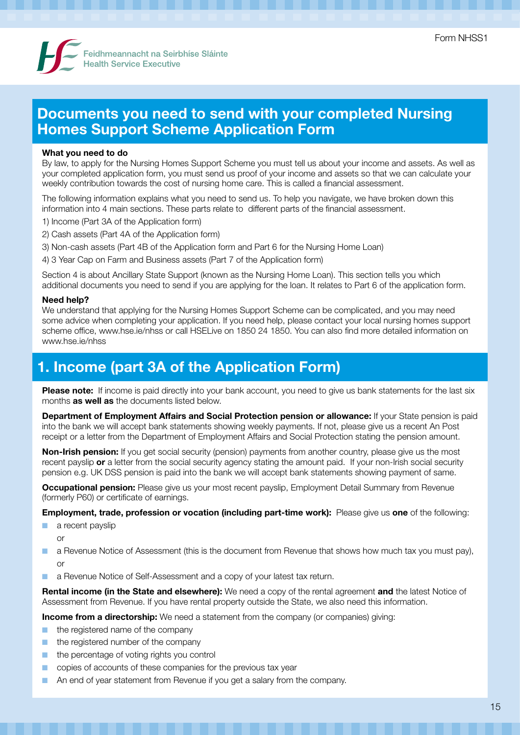Feidhmeannacht na Seirbhíse Sláinte
Health Service Executive

Form NHSS1

# Documents you need to send with your completed Nursing Homes Support Scheme Application Form

**What you need to do**

By law, to apply for the Nursing Homes Support Scheme you must tell us about your income and assets. As well as your completed application form, you must send us proof of your income and assets so that we can calculate your weekly contribution towards the cost of nursing home care. This is called a financial assessment.

The following information explains what you need to send us. To help you navigate, we have broken down this information into 4 main sections. These parts relate to different parts of the financial assessment.

1) Income (Part 3A of the Application form)

2) Cash assets (Part 4A of the Application form)

3) Non-cash assets (Part 4B of the Application form and Part 6 for the Nursing Home Loan)

4) 3 Year Cap on Farm and Business assets (Part 7 of the Application form)

Section 4 is about Ancillary State Support (known as the Nursing Home Loan). This section tells you which additional documents you need to send if you are applying for the loan. It relates to Part 6 of the application form.

**Need help?**

We understand that applying for the Nursing Homes Support Scheme can be complicated, and you may need some advice when completing your application. If you need help, please contact your local nursing homes support scheme office, www.hse.ie/nhss or call HSELive on 1850 24 1850. You can also find more detailed information on www.hse.ie/nhss

## 1. Income (part 3A of the Application Form)

**Please note:** If income is paid directly into your bank account, you need to give us bank statements for the last six months **as well as** the documents listed below.

**Department of Employment Affairs and Social Protection pension or allowance:** If your State pension is paid into the bank we will accept bank statements showing weekly payments. If not, please give us a recent An Post receipt or a letter from the Department of Employment Affairs and Social Protection stating the pension amount.

**Non-Irish pension:** If you get social security (pension) payments from another country, please give us the most recent payslip **or** a letter from the social security agency stating the amount paid. If your non-Irish social security pension e.g. UK DSS pension is paid into the bank we will accept bank statements showing payment of same.

**Occupational pension:** Please give us your most recent payslip, Employment Detail Summary from Revenue (formerly P60) or certificate of earnings.

**Employment, trade, profession or vocation (including part-time work):** Please give us **one** of the following:

- a recent payslip

  or
- a Revenue Notice of Assessment (this is the document from Revenue that shows how much tax you must pay), or
- a Revenue Notice of Self-Assessment and a copy of your latest tax return.

**Rental income (in the State and elsewhere):** We need a copy of the rental agreement **and** the latest Notice of Assessment from Revenue. If you have rental property outside the State, we also need this information.

**Income from a directorship:** We need a statement from the company (or companies) giving:

- the registered name of the company
- the registered number of the company
- the percentage of voting rights you control
- copies of accounts of these companies for the previous tax year
- An end of year statement from Revenue if you get a salary from the company.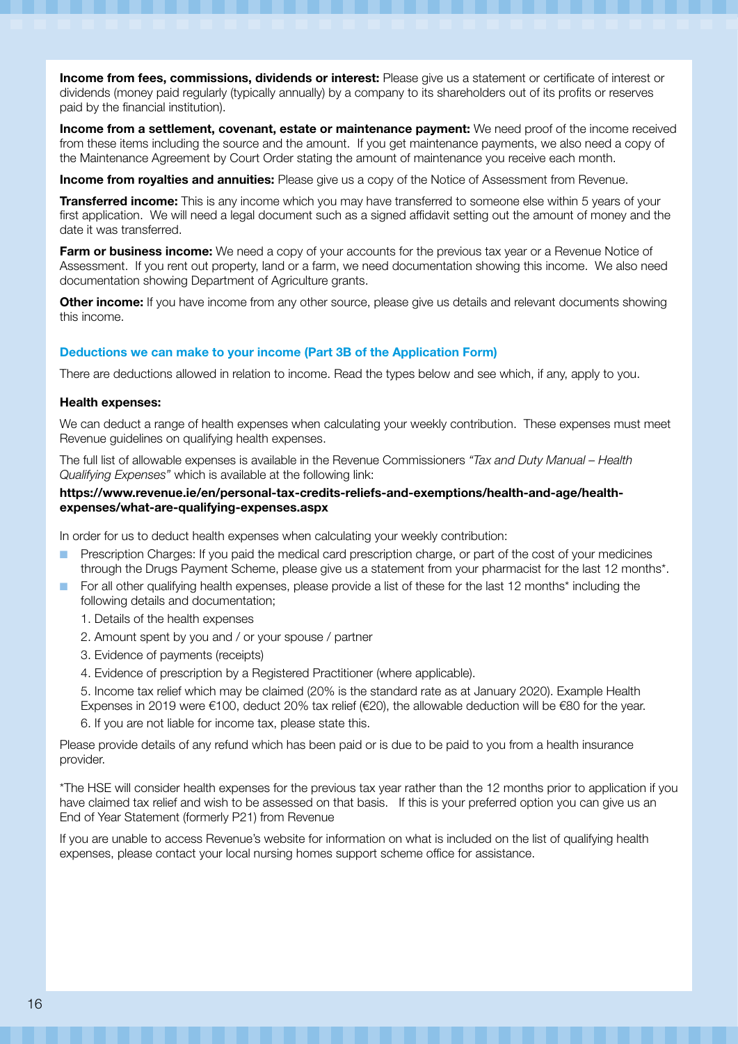**Income from fees, commissions, dividends or interest:** Please give us a statement or certificate of interest or dividends (money paid regularly (typically annually) by a company to its shareholders out of its profits or reserves paid by the financial institution).

**Income from a settlement, covenant, estate or maintenance payment:** We need proof of the income received from these items including the source and the amount. If you get maintenance payments, we also need a copy of the Maintenance Agreement by Court Order stating the amount of maintenance you receive each month.

**Income from royalties and annuities:** Please give us a copy of the Notice of Assessment from Revenue.

**Transferred income:** This is any income which you may have transferred to someone else within 5 years of your first application. We will need a legal document such as a signed affidavit setting out the amount of money and the date it was transferred.

**Farm or business income:** We need a copy of your accounts for the previous tax year or a Revenue Notice of Assessment. If you rent out property, land or a farm, we need documentation showing this income. We also need documentation showing Department of Agriculture grants.

**Other income:** If you have income from any other source, please give us details and relevant documents showing this income.

### Deductions we can make to your income (Part 3B of the Application Form)

There are deductions allowed in relation to income. Read the types below and see which, if any, apply to you.

#### Health expenses:

We can deduct a range of health expenses when calculating your weekly contribution. These expenses must meet Revenue guidelines on qualifying health expenses.

The full list of allowable expenses is available in the Revenue Commissioners *"Tax and Duty Manual – Health Qualifying Expenses"* which is available at the following link:

**https://www.revenue.ie/en/personal-tax-credits-reliefs-and-exemptions/health-and-age/health-expenses/what-are-qualifying-expenses.aspx**

In order for us to deduct health expenses when calculating your weekly contribution:

- Prescription Charges: If you paid the medical card prescription charge, or part of the cost of your medicines through the Drugs Payment Scheme, please give us a statement from your pharmacist for the last 12 months*.
- For all other qualifying health expenses, please provide a list of these for the last 12 months* including the following details and documentation;
  1. Details of the health expenses
  2. Amount spent by you and / or your spouse / partner
  3. Evidence of payments (receipts)
  4. Evidence of prescription by a Registered Practitioner (where applicable).
  5. Income tax relief which may be claimed (20% is the standard rate as at January 2020). Example Health Expenses in 2019 were €100, deduct 20% tax relief (€20), the allowable deduction will be €80 for the year.
  6. If you are not liable for income tax, please state this.

Please provide details of any refund which has been paid or is due to be paid to you from a health insurance provider.

*The HSE will consider health expenses for the previous tax year rather than the 12 months prior to application if you have claimed tax relief and wish to be assessed on that basis. If this is your preferred option you can give us an End of Year Statement (formerly P21) from Revenue

If you are unable to access Revenue's website for information on what is included on the list of qualifying health expenses, please contact your local nursing homes support scheme office for assistance.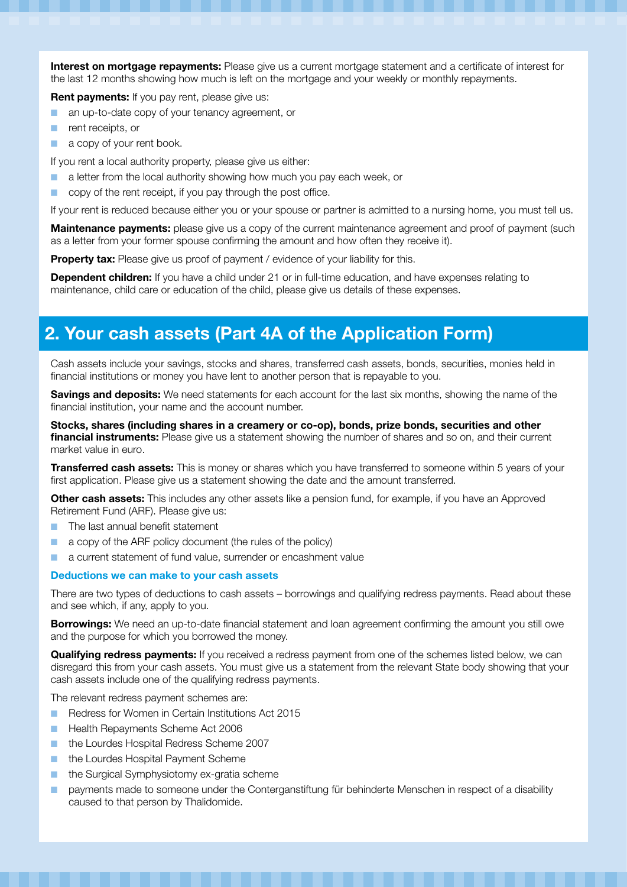**Interest on mortgage repayments:** Please give us a current mortgage statement and a certificate of interest for the last 12 months showing how much is left on the mortgage and your weekly or monthly repayments.

**Rent payments:** If you pay rent, please give us:

- an up-to-date copy of your tenancy agreement, or
- rent receipts, or
- a copy of your rent book.

If you rent a local authority property, please give us either:

- a letter from the local authority showing how much you pay each week, or
- copy of the rent receipt, if you pay through the post office.

If your rent is reduced because either you or your spouse or partner is admitted to a nursing home, you must tell us.

**Maintenance payments:** please give us a copy of the current maintenance agreement and proof of payment (such as a letter from your former spouse confirming the amount and how often they receive it).

**Property tax:** Please give us proof of payment / evidence of your liability for this.

**Dependent children:** If you have a child under 21 or in full-time education, and have expenses relating to maintenance, child care or education of the child, please give us details of these expenses.

## 2. Your cash assets (Part 4A of the Application Form)

Cash assets include your savings, stocks and shares, transferred cash assets, bonds, securities, monies held in financial institutions or money you have lent to another person that is repayable to you.

**Savings and deposits:** We need statements for each account for the last six months, showing the name of the financial institution, your name and the account number.

**Stocks, shares (including shares in a creamery or co-op), bonds, prize bonds, securities and other financial instruments:** Please give us a statement showing the number of shares and so on, and their current market value in euro.

**Transferred cash assets:** This is money or shares which you have transferred to someone within 5 years of your first application. Please give us a statement showing the date and the amount transferred.

**Other cash assets:** This includes any other assets like a pension fund, for example, if you have an Approved Retirement Fund (ARF). Please give us:

- The last annual benefit statement
- a copy of the ARF policy document (the rules of the policy)
- a current statement of fund value, surrender or encashment value

### Deductions we can make to your cash assets

There are two types of deductions to cash assets – borrowings and qualifying redress payments. Read about these and see which, if any, apply to you.

**Borrowings:** We need an up-to-date financial statement and loan agreement confirming the amount you still owe and the purpose for which you borrowed the money.

**Qualifying redress payments:** If you received a redress payment from one of the schemes listed below, we can disregard this from your cash assets. You must give us a statement from the relevant State body showing that your cash assets include one of the qualifying redress payments.

The relevant redress payment schemes are:

- Redress for Women in Certain Institutions Act 2015
- Health Repayments Scheme Act 2006
- the Lourdes Hospital Redress Scheme 2007
- the Lourdes Hospital Payment Scheme
- the Surgical Symphysiotomy ex-gratia scheme
- payments made to someone under the Contergankstiftung für behinderte Menschen in respect of a disability caused to that person by Thalidomide.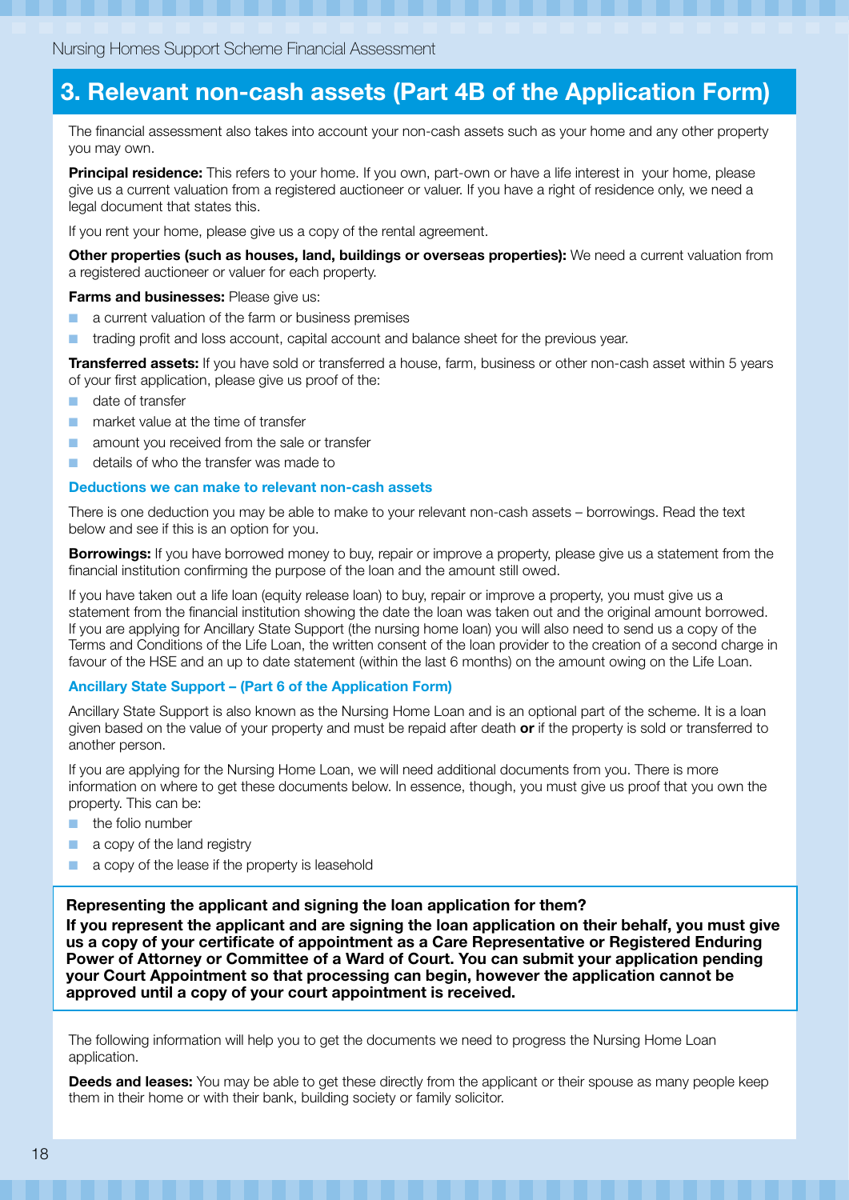## 3. Relevant non-cash assets (Part 4B of the Application Form)

The financial assessment also takes into account your non-cash assets such as your home and any other property you may own.

**Principal residence:** This refers to your home. If you own, part-own or have a life interest in your home, please give us a current valuation from a registered auctioneer or valuer. If you have a right of residence only, we need a legal document that states this.

If you rent your home, please give us a copy of the rental agreement.

**Other properties (such as houses, land, buildings or overseas properties):** We need a current valuation from a registered auctioneer or valuer for each property.

**Farms and businesses:** Please give us:

- a current valuation of the farm or business premises
- trading profit and loss account, capital account and balance sheet for the previous year.

**Transferred assets:** If you have sold or transferred a house, farm, business or other non-cash asset within 5 years of your first application, please give us proof of the:

- date of transfer
- market value at the time of transfer
- amount you received from the sale or transfer
- details of who the transfer was made to

### Deductions we can make to relevant non-cash assets

There is one deduction you may be able to make to your relevant non-cash assets – borrowings. Read the text below and see if this is an option for you.

**Borrowings:** If you have borrowed money to buy, repair or improve a property, please give us a statement from the financial institution confirming the purpose of the loan and the amount still owed.

If you have taken out a life loan (equity release loan) to buy, repair or improve a property, you must give us a statement from the financial institution showing the date the loan was taken out and the original amount borrowed. If you are applying for Ancillary State Support (the nursing home loan) you will also need to send us a copy of the Terms and Conditions of the Life Loan, the written consent of the loan provider to the creation of a second charge in favour of the HSE and an up to date statement (within the last 6 months) on the amount owing on the Life Loan.

### Ancillary State Support – (Part 6 of the Application Form)

Ancillary State Support is also known as the Nursing Home Loan and is an optional part of the scheme. It is a loan given based on the value of your property and must be repaid after death **or** if the property is sold or transferred to another person.

If you are applying for the Nursing Home Loan, we will need additional documents from you. There is more information on where to get these documents below. In essence, though, you must give us proof that you own the property. This can be:

- the folio number
- a copy of the land registry
- a copy of the lease if the property is leasehold

**Representing the applicant and signing the loan application for them?**
**If you represent the applicant and are signing the loan application on their behalf, you must give us a copy of your certificate of appointment as a Care Representative or Registered Enduring Power of Attorney or Committee of a Ward of Court. You can submit your application pending your Court Appointment so that processing can begin, however the application cannot be approved until a copy of your court appointment is received.**

The following information will help you to get the documents we need to progress the Nursing Home Loan application.

**Deeds and leases:** You may be able to get these directly from the applicant or their spouse as many people keep them in their home or with their bank, building society or family solicitor.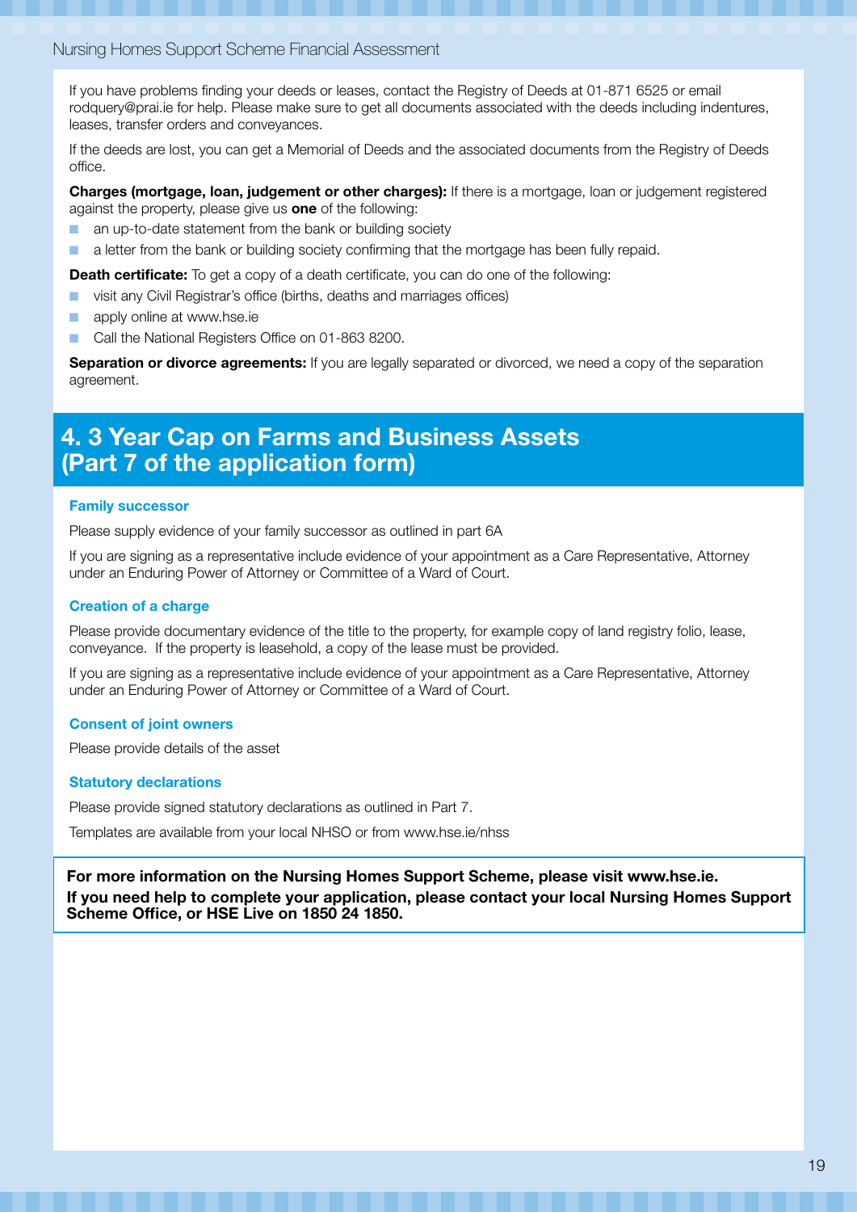If you have problems finding your deeds or leases, contact the Registry of Deeds at 01-871 6525 or email rodquery@prai.ie for help. Please make sure to get all documents associated with the deeds including indentures, leases, transfer orders and conveyances.

If the deeds are lost, you can get a Memorial of Deeds and the associated documents from the Registry of Deeds office.

**Charges (mortgage, loan, judgement or other charges):** If there is a mortgage, loan or judgement registered against the property, please give us **one** of the following:

- an up-to-date statement from the bank or building society
- a letter from the bank or building society confirming that the mortgage has been fully repaid.

**Death certificate:** To get a copy of a death certificate, you can do one of the following:

- visit any Civil Registrar's office (births, deaths and marriages offices)
- apply online at www.hse.ie
- Call the National Registers Office on 01-863 8200.

**Separation or divorce agreements:** If you are legally separated or divorced, we need a copy of the separation agreement.

## 4. 3 Year Cap on Farms and Business Assets (Part 7 of the application form)

### Family successor

Please supply evidence of your family successor as outlined in part 6A

If you are signing as a representative include evidence of your appointment as a Care Representative, Attorney under an Enduring Power of Attorney or Committee of a Ward of Court.

### Creation of a charge

Please provide documentary evidence of the title to the property, for example copy of land registry folio, lease, conveyance. If the property is leasehold, a copy of the lease must be provided.

If you are signing as a representative include evidence of your appointment as a Care Representative, Attorney under an Enduring Power of Attorney or Committee of a Ward of Court.

### Consent of joint owners

Please provide details of the asset

### Statutory declarations

Please provide signed statutory declarations as outlined in Part 7.

Templates are available from your local NHSO or from www.hse.ie/nhss

**For more information on the Nursing Homes Support Scheme, please visit www.hse.ie.**
**If you need help to complete your application, please contact your local Nursing Homes Support Scheme Office, or HSE Live on 1850 24 1850.**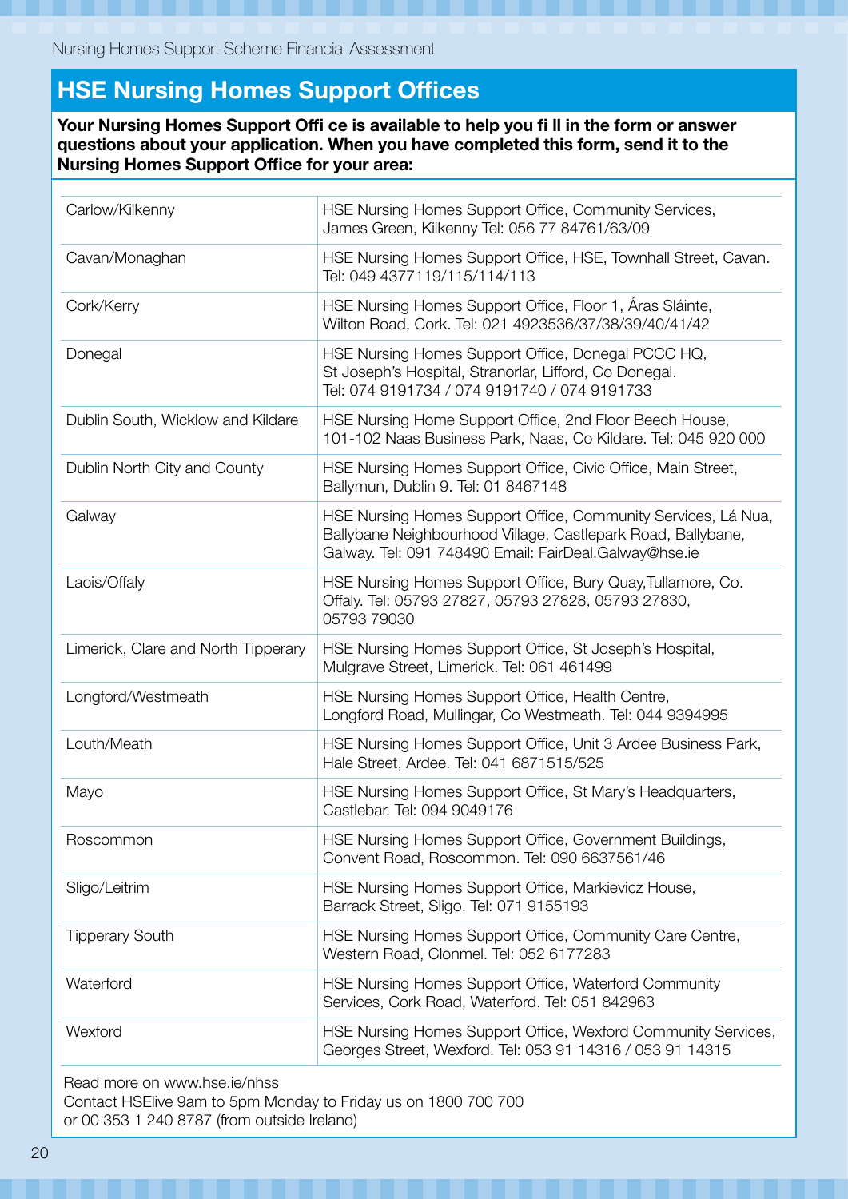## HSE Nursing Homes Support Offices

**Your Nursing Homes Support Offi ce is available to help you fi ll in the form or answer questions about your application. When you have completed this form, send it to the Nursing Homes Support Office for your area:**

| | |
|---|---|
| Carlow/Kilkenny | HSE Nursing Homes Support Office, Community Services, James Green, Kilkenny Tel: 056 77 84761/63/09 |
| Cavan/Monaghan | HSE Nursing Homes Support Office, HSE, Townhall Street, Cavan. Tel: 049 4377119/115/114/113 |
| Cork/Kerry | HSE Nursing Homes Support Office, Floor 1, Áras Sláinte, Wilton Road, Cork. Tel: 021 4923536/37/38/39/40/41/42 |
| Donegal | HSE Nursing Homes Support Office, Donegal PCCC HQ, St Joseph's Hospital, Stranorlar, Lifford, Co Donegal. Tel: 074 9191734 / 074 9191740 / 074 9191733 |
| Dublin South, Wicklow and Kildare | HSE Nursing Home Support Office, 2nd Floor Beech House, 101-102 Naas Business Park, Naas, Co Kildare. Tel: 045 920 000 |
| Dublin North City and County | HSE Nursing Homes Support Office, Civic Office, Main Street, Ballymun, Dublin 9. Tel: 01 8467148 |
| Galway | HSE Nursing Homes Support Office, Community Services, Lá Nua, Ballybane Neighbourhood Village, Castlepark Road, Ballybane, Galway. Tel: 091 748490 Email: FairDeal.Galway@hse.ie |
| Laois/Offaly | HSE Nursing Homes Support Office, Bury Quay,Tullamore, Co. Offaly. Tel: 05793 27827, 05793 27828, 05793 27830, 05793 79030 |
| Limerick, Clare and North Tipperary | HSE Nursing Homes Support Office, St Joseph's Hospital, Mulgrave Street, Limerick. Tel: 061 461499 |
| Longford/Westmeath | HSE Nursing Homes Support Office, Health Centre, Longford Road, Mullingar, Co Westmeath. Tel: 044 9394995 |
| Louth/Meath | HSE Nursing Homes Support Office, Unit 3 Ardee Business Park, Hale Street, Ardee. Tel: 041 6871515/525 |
| Mayo | HSE Nursing Homes Support Office, St Mary's Headquarters, Castlebar. Tel: 094 9049176 |
| Roscommon | HSE Nursing Homes Support Office, Government Buildings, Convent Road, Roscommon. Tel: 090 6637561/46 |
| Sligo/Leitrim | HSE Nursing Homes Support Office, Markievicz House, Barrack Street, Sligo. Tel: 071 9155193 |
| Tipperary South | HSE Nursing Homes Support Office, Community Care Centre, Western Road, Clonmel. Tel: 052 6177283 |
| Waterford | HSE Nursing Homes Support Office, Waterford Community Services, Cork Road, Waterford. Tel: 051 842963 |
| Wexford | HSE Nursing Homes Support Office, Wexford Community Services, Georges Street, Wexford. Tel: 053 91 14316 / 053 91 14315 |

Read more on www.hse.ie/nhss
Contact HSElive 9am to 5pm Monday to Friday us on 1800 700 700
or 00 353 1 240 8787 (from outside Ireland)